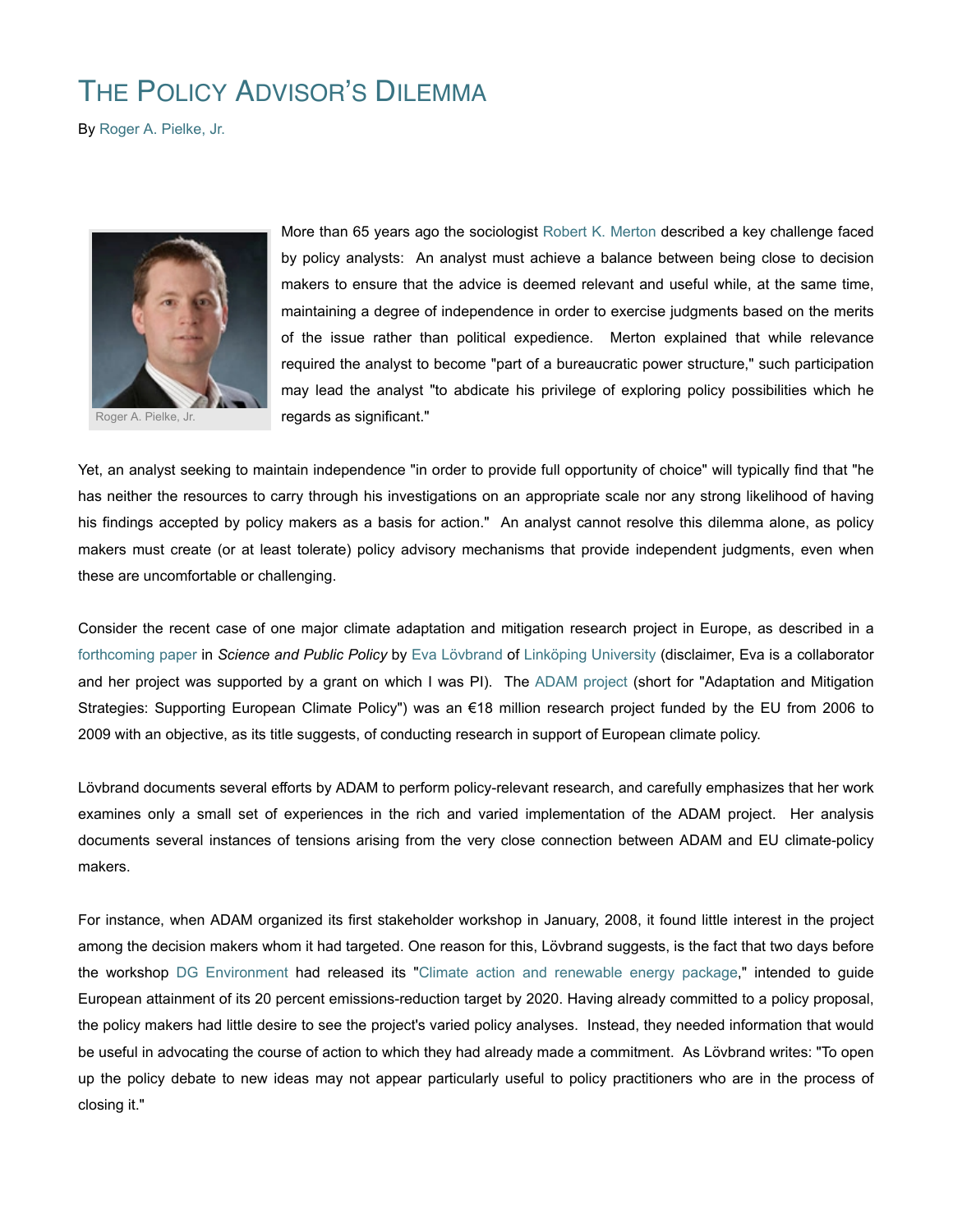# The Policy Advisor's Dilemma

By Roger A. Pielke, Jr.

Roger A. Pielke, Jr.

More than 65 years ago the sociologist Robert K. Merton described a key challenge faced by policy analysts: An analyst must achieve a balance between being close to decision makers to ensure that the advice is deemed relevant and useful while, at the same time, maintaining a degree of independence in order to exercise judgments based on the merits of the issue rather than political expedience. Merton explained that while relevance required the analyst to become "part of a bureaucratic power structure," such participation may lead the analyst "to abdicate his privilege of exploring policy possibilities which he regards as significant."

Yet, an analyst seeking to maintain independence "in order to provide full opportunity of choice" will typically find that "he has neither the resources to carry through his investigations on an appropriate scale nor any strong likelihood of having his findings accepted by policy makers as a basis for action." An analyst cannot resolve this dilemma alone, as policy makers must create (or at least tolerate) policy advisory mechanisms that provide independent judgments, even when these are uncomfortable or challenging.

Consider the recent case of one major climate adaptation and mitigation research project in Europe, as described in a forthcoming paper in *Science and Public Policy* by Eva Lövbrand of Linköping University (disclaimer, Eva is a collaborator and her project was supported by a grant on which I was PI). The ADAM project (short for "Adaptation and Mitigation Strategies: Supporting European Climate Policy") was an €18 million research project funded by the EU from 2006 to 2009 with an objective, as its title suggests, of conducting research in support of European climate policy.

Lövbrand documents several efforts by ADAM to perform policy-relevant research, and carefully emphasizes that her work examines only a small set of experiences in the rich and varied implementation of the ADAM project. Her analysis documents several instances of tensions arising from the very close connection between ADAM and EU climate-policy makers.

For instance, when ADAM organized its first stakeholder workshop in January, 2008, it found little interest in the project among the decision makers whom it had targeted. One reason for this, Lövbrand suggests, is the fact that two days before the workshop DG Environment had released its "Climate action and renewable energy package," intended to guide European attainment of its 20 percent emissions-reduction target by 2020. Having already committed to a policy proposal, the policy makers had little desire to see the project's varied policy analyses. Instead, they needed information that would be useful in advocating the course of action to which they had already made a commitment. As Lövbrand writes: "To open up the policy debate to new ideas may not appear particularly useful to policy practitioners who are in the process of closing it."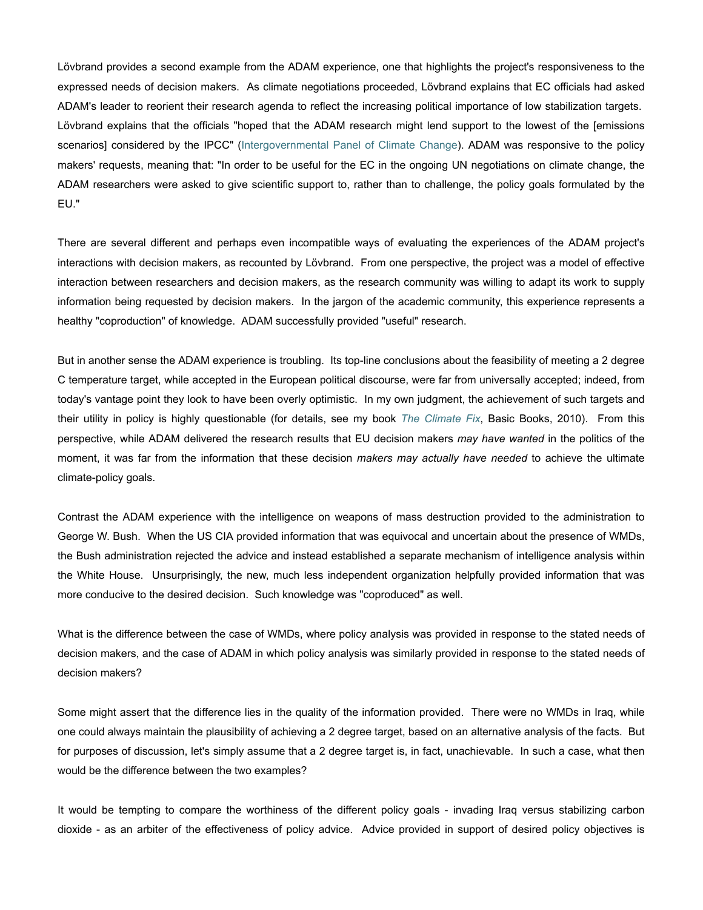Lövbrand provides a second example from the ADAM experience, one that highlights the project's responsiveness to the expressed needs of decision makers. As climate negotiations proceeded, Lövbrand explains that EC officials had asked ADAM's leader to reorient their research agenda to reflect the increasing political importance of low stabilization targets. Lövbrand explains that the officials "hoped that the ADAM research might lend support to the lowest of the [emissions scenarios] considered by the IPCC" (Intergovernmental Panel of Climate Change). ADAM was responsive to the policy makers' requests, meaning that: "In order to be useful for the EC in the ongoing UN negotiations on climate change, the ADAM researchers were asked to give scientific support to, rather than to challenge, the policy goals formulated by the EU."

There are several different and perhaps even incompatible ways of evaluating the experiences of the ADAM project's interactions with decision makers, as recounted by Lövbrand. From one perspective, the project was a model of effective interaction between researchers and decision makers, as the research community was willing to adapt its work to supply information being requested by decision makers. In the jargon of the academic community, this experience represents a healthy "coproduction" of knowledge. ADAM successfully provided "useful" research.

But in another sense the ADAM experience is troubling. Its top-line conclusions about the feasibility of meeting a 2 degree C temperature target, while accepted in the European political discourse, were far from universally accepted; indeed, from today's vantage point they look to have been overly optimistic. In my own judgment, the achievement of such targets and their utility in policy is highly questionable (for details, see my book *The Climate Fix*, Basic Books, 2010). From this perspective, while ADAM delivered the research results that EU decision makers *may have wanted* in the politics of the moment, it was far from the information that these decision *makers may actually have needed* to achieve the ultimate climate-policy goals.

Contrast the ADAM experience with the intelligence on weapons of mass destruction provided to the administration to George W. Bush. When the US CIA provided information that was equivocal and uncertain about the presence of WMDs, the Bush administration rejected the advice and instead established a separate mechanism of intelligence analysis within the White House. Unsurprisingly, the new, much less independent organization helpfully provided information that was more conducive to the desired decision. Such knowledge was "coproduced" as well.

What is the difference between the case of WMDs, where policy analysis was provided in response to the stated needs of decision makers, and the case of ADAM in which policy analysis was similarly provided in response to the stated needs of decision makers?

Some might assert that the difference lies in the quality of the information provided. There were no WMDs in Iraq, while one could always maintain the plausibility of achieving a 2 degree target, based on an alternative analysis of the facts. But for purposes of discussion, let's simply assume that a 2 degree target is, in fact, unachievable. In such a case, what then would be the difference between the two examples?

It would be tempting to compare the worthiness of the different policy goals - invading Iraq versus stabilizing carbon dioxide - as an arbiter of the effectiveness of policy advice. Advice provided in support of desired policy objectives is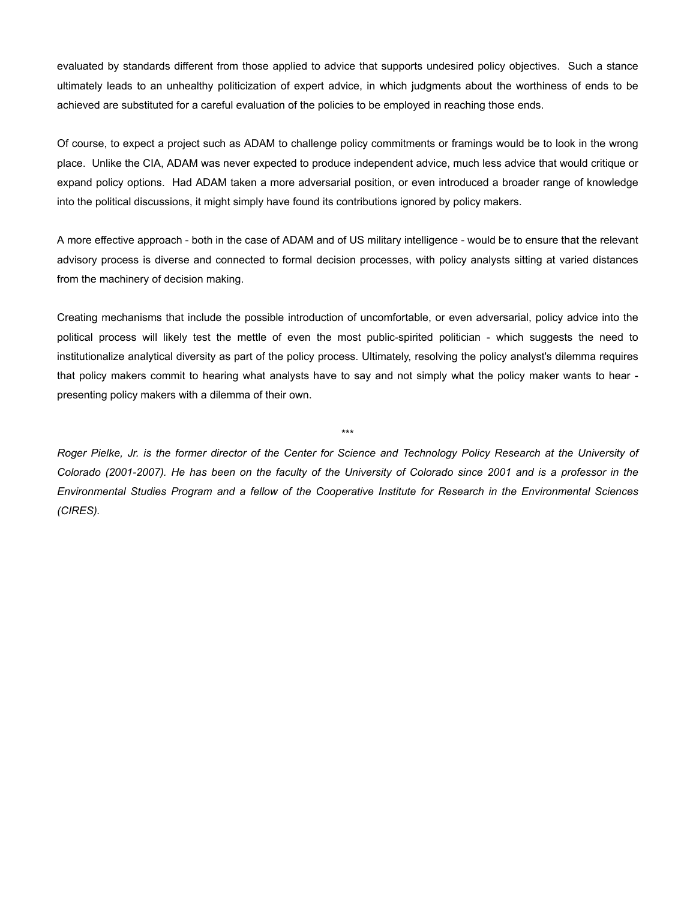evaluated by standards different from those applied to advice that supports undesired policy objectives. Such a stance ultimately leads to an unhealthy politicization of expert advice, in which judgments about the worthiness of ends to be achieved are substituted for a careful evaluation of the policies to be employed in reaching those ends.

Of course, to expect a project such as ADAM to challenge policy commitments or framings would be to look in the wrong place. Unlike the CIA, ADAM was never expected to produce independent advice, much less advice that would critique or expand policy options. Had ADAM taken a more adversarial position, or even introduced a broader range of knowledge into the political discussions, it might simply have found its contributions ignored by policy makers.

A more effective approach - both in the case of ADAM and of US military intelligence - would be to ensure that the relevant advisory process is diverse and connected to formal decision processes, with policy analysts sitting at varied distances from the machinery of decision making.

Creating mechanisms that include the possible introduction of uncomfortable, or even adversarial, policy advice into the political process will likely test the mettle of even the most public-spirited politician - which suggests the need to institutionalize analytical diversity as part of the policy process. Ultimately, resolving the policy analyst's dilemma requires that policy makers commit to hearing what analysts have to say and not simply what the policy maker wants to hear - presenting policy makers with a dilemma of their own.

***

*Roger Pielke, Jr. is the former director of the Center for Science and Technology Policy Research at the University of Colorado (2001-2007). He has been on the faculty of the University of Colorado since 2001 and is a professor in the Environmental Studies Program and a fellow of the Cooperative Institute for Research in the Environmental Sciences (CIRES).*